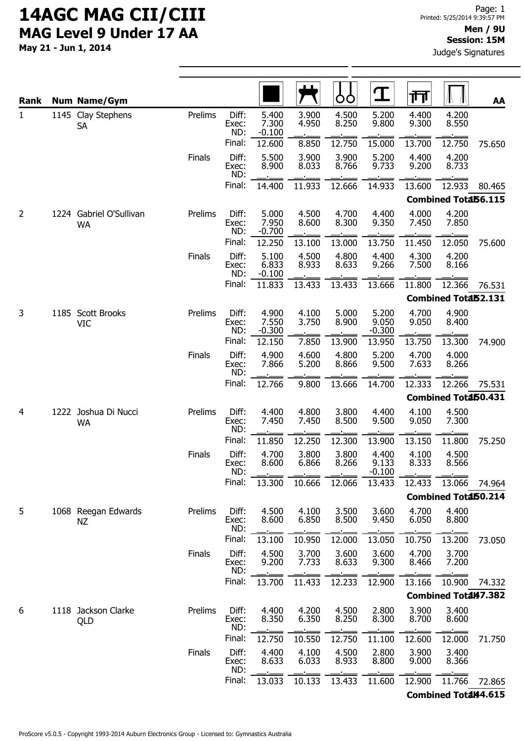# 14AGC MAG CII/CIII

## MAG Level 9 Under 17 AA

**May 21 - Jun 1, 2014**

Printed: 5/25/2014 9:39:57 PM

**Men / 9U**
**Session: 15M**

Judge's Signatures

| Rank | Num | Name/Gym | | | Floor | Pommel Horse | Rings | Vault | Parallel Bars | High Bar | AA |
|---|---|---|---|---|---|---|---|---|---|---|---|
| 1 | 1145 | Clay Stephens SA | Prelims | Diff: | 5.400 | 3.900 | 4.500 | 5.200 | 4.400 | 4.200 | |
| | | | | Exec: | 7.300 | 4.950 | 8.250 | 9.800 | 9.300 | 8.550 | |
| | | | | ND: | -0.100 | | | | | | |
| | | | | Final: | 12.600 | 8.850 | 12.750 | 15.000 | 13.700 | 12.750 | 75.650 |
| | | | Finals | Diff: | 5.500 | 3.900 | 3.900 | 5.200 | 4.400 | 4.200 | |
| | | | | Exec: | 8.900 | 8.033 | 8.766 | 9.733 | 9.200 | 8.733 | |
| | | | | ND: | | | | | | | |
| | | | | Final: | 14.400 | 11.933 | 12.666 | 14.933 | 13.600 | 12.933 | 80.465 |
| | | | | | | | | | | **Combined Total** | **156.115** |
| 2 | 1224 | Gabriel O'Sullivan WA | Prelims | Diff: | 5.000 | 4.500 | 4.700 | 4.400 | 4.000 | 4.200 | |
| | | | | Exec: | 7.950 | 8.600 | 8.300 | 9.350 | 7.450 | 7.850 | |
| | | | | ND: | -0.700 | | | | | | |
| | | | | Final: | 12.250 | 13.100 | 13.000 | 13.750 | 11.450 | 12.050 | 75.600 |
| | | | Finals | Diff: | 5.100 | 4.500 | 4.800 | 4.400 | 4.300 | 4.200 | |
| | | | | Exec: | 6.833 | 8.933 | 8.633 | 9.266 | 7.500 | 8.166 | |
| | | | | ND: | -0.100 | | | | | | |
| | | | | Final: | 11.833 | 13.433 | 13.433 | 13.666 | 11.800 | 12.366 | 76.531 |
| | | | | | | | | | | **Combined Total** | **152.131** |
| 3 | 1185 | Scott Brooks VIC | Prelims | Diff: | 4.900 | 4.100 | 5.000 | 5.200 | 4.700 | 4.900 | |
| | | | | Exec: | 7.550 | 3.750 | 8.900 | 9.050 | 9.050 | 8.400 | |
| | | | | ND: | -0.300 | | | -0.300 | | | |
| | | | | Final: | 12.150 | 7.850 | 13.900 | 13.950 | 13.750 | 13.300 | 74.900 |
| | | | Finals | Diff: | 4.900 | 4.600 | 4.800 | 5.200 | 4.700 | 4.000 | |
| | | | | Exec: | 7.866 | 5.200 | 8.866 | 9.500 | 7.633 | 8.266 | |
| | | | | ND: | | | | | | | |
| | | | | Final: | 12.766 | 9.800 | 13.666 | 14.700 | 12.333 | 12.266 | 75.531 |
| | | | | | | | | | | **Combined Total** | **150.431** |
| 4 | 1222 | Joshua Di Nucci WA | Prelims | Diff: | 4.400 | 4.800 | 3.800 | 4.400 | 4.100 | 4.500 | |
| | | | | Exec: | 7.450 | 7.450 | 8.500 | 9.500 | 9.050 | 7.300 | |
| | | | | ND: | | | | | | | |
| | | | | Final: | 11.850 | 12.250 | 12.300 | 13.900 | 13.150 | 11.800 | 75.250 |
| | | | Finals | Diff: | 4.700 | 3.800 | 3.800 | 4.400 | 4.100 | 4.500 | |
| | | | | Exec: | 8.600 | 6.866 | 8.266 | 9.133 | 8.333 | 8.566 | |
| | | | | ND: | | | | -0.100 | | | |
| | | | | Final: | 13.300 | 10.666 | 12.066 | 13.433 | 12.433 | 13.066 | 74.964 |
| | | | | | | | | | | **Combined Total** | **150.214** |
| 5 | 1068 | Reegan Edwards NZ | Prelims | Diff: | 4.500 | 4.100 | 3.500 | 3.600 | 4.700 | 4.400 | |
| | | | | Exec: | 8.600 | 6.850 | 8.500 | 9.450 | 6.050 | 8.800 | |
| | | | | ND: | | | | | | | |
| | | | | Final: | 13.100 | 10.950 | 12.000 | 13.050 | 10.750 | 13.200 | 73.050 |
| | | | Finals | Diff: | 4.500 | 3.700 | 3.600 | 3.600 | 4.700 | 3.700 | |
| | | | | Exec: | 9.200 | 7.733 | 8.633 | 9.300 | 8.466 | 7.200 | |
| | | | | ND: | | | | | | | |
| | | | | Final: | 13.700 | 11.433 | 12.233 | 12.900 | 13.166 | 10.900 | 74.332 |
| | | | | | | | | | | **Combined Total** | **147.382** |
| 6 | 1118 | Jackson Clarke QLD | Prelims | Diff: | 4.400 | 4.200 | 4.500 | 2.800 | 3.900 | 3.400 | |
| | | | | Exec: | 8.350 | 6.350 | 8.250 | 8.300 | 8.700 | 8.600 | |
| | | | | ND: | | | | | | | |
| | | | | Final: | 12.750 | 10.550 | 12.750 | 11.100 | 12.600 | 12.000 | 71.750 |
| | | | Finals | Diff: | 4.400 | 4.100 | 4.500 | 2.800 | 3.900 | 3.400 | |
| | | | | Exec: | 8.633 | 6.033 | 8.933 | 8.800 | 9.000 | 8.366 | |
| | | | | ND: | | | | | | | |
| | | | | Final: | 13.033 | 10.133 | 13.433 | 11.600 | 12.900 | 11.766 | 72.865 |
| | | | | | | | | | | **Combined Total** | **144.615** |

ProScore v5.0.5 - Copyright 1993-2014 Auburn Electronics Group - Licensed to: Gymnastics Australia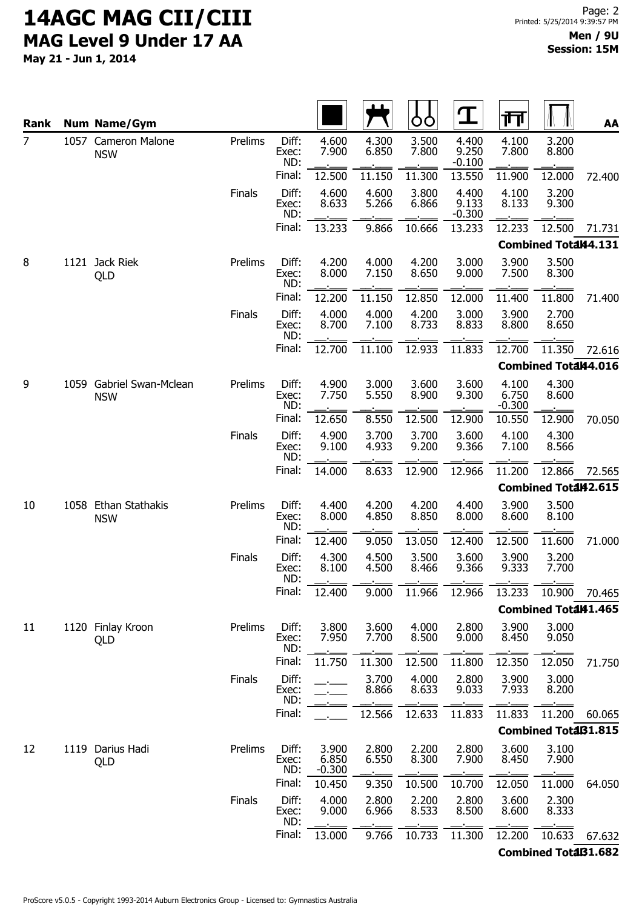# 14AGC MAG CII/CIII

## MAG Level 9 Under 17 AA

**May 21 - Jun 1, 2014**

**Men / 9U**
**Session: 15M**

| Rank | Num | Name/Gym | | | Floor | Pommel Horse | Rings | Vault | Parallel Bars | High Bar | AA |
|---|---|---|---|---|---|---|---|---|---|---|---|
| 7 | 1057 | Cameron Malone NSW | Prelims | Diff: | 4.600 | 4.300 | 3.500 | 4.400 | 4.100 | 3.200 | |
| | | | | Exec: | 7.900 | 6.850 | 7.800 | 9.250 | 7.800 | 8.800 | |
| | | | | ND: | | | | -0.100 | | | |
| | | | | Final: | 12.500 | 11.150 | 11.300 | 13.550 | 11.900 | 12.000 | 72.400 |
| | | | Finals | Diff: | 4.600 | 4.600 | 3.800 | 4.400 | 4.100 | 3.200 | |
| | | | | Exec: | 8.633 | 5.266 | 6.866 | 9.133 | 8.133 | 9.300 | |
| | | | | ND: | | | | -0.300 | | | |
| | | | | Final: | 13.233 | 9.866 | 10.666 | 13.233 | 12.233 | 12.500 | 71.731 |
| | | | | | | | | | | Combined Total | 144.131 |
| 8 | 1121 | Jack Riek QLD | Prelims | Diff: | 4.200 | 4.000 | 4.200 | 3.000 | 3.900 | 3.500 | |
| | | | | Exec: | 8.000 | 7.150 | 8.650 | 9.000 | 7.500 | 8.300 | |
| | | | | ND: | | | | | | | |
| | | | | Final: | 12.200 | 11.150 | 12.850 | 12.000 | 11.400 | 11.800 | 71.400 |
| | | | Finals | Diff: | 4.000 | 4.000 | 4.200 | 3.000 | 3.900 | 2.700 | |
| | | | | Exec: | 8.700 | 7.100 | 8.733 | 8.833 | 8.800 | 8.650 | |
| | | | | ND: | | | | | | | |
| | | | | Final: | 12.700 | 11.100 | 12.933 | 11.833 | 12.700 | 11.350 | 72.616 |
| | | | | | | | | | | Combined Total | 144.016 |
| 9 | 1059 | Gabriel Swan-Mclean NSW | Prelims | Diff: | 4.900 | 3.000 | 3.600 | 3.600 | 4.100 | 4.300 | |
| | | | | Exec: | 7.750 | 5.550 | 8.900 | 9.300 | 6.750 | 8.600 | |
| | | | | ND: | | | | | -0.300 | | |
| | | | | Final: | 12.650 | 8.550 | 12.500 | 12.900 | 10.550 | 12.900 | 70.050 |
| | | | Finals | Diff: | 4.900 | 3.700 | 3.700 | 3.600 | 4.100 | 4.300 | |
| | | | | Exec: | 9.100 | 4.933 | 9.200 | 9.366 | 7.100 | 8.566 | |
| | | | | ND: | | | | | | | |
| | | | | Final: | 14.000 | 8.633 | 12.900 | 12.966 | 11.200 | 12.866 | 72.565 |
| | | | | | | | | | | Combined Total | 142.615 |
| 10 | 1058 | Ethan Stathakis NSW | Prelims | Diff: | 4.400 | 4.200 | 4.200 | 4.400 | 3.900 | 3.500 | |
| | | | | Exec: | 8.000 | 4.850 | 8.850 | 8.000 | 8.600 | 8.100 | |
| | | | | ND: | | | | | | | |
| | | | | Final: | 12.400 | 9.050 | 13.050 | 12.400 | 12.500 | 11.600 | 71.000 |
| | | | Finals | Diff: | 4.300 | 4.500 | 3.500 | 3.600 | 3.900 | 3.200 | |
| | | | | Exec: | 8.100 | 4.500 | 8.466 | 9.366 | 9.333 | 7.700 | |
| | | | | ND: | | | | | | | |
| | | | | Final: | 12.400 | 9.000 | 11.966 | 12.966 | 13.233 | 10.900 | 70.465 |
| | | | | | | | | | | Combined Total | 141.465 |
| 11 | 1120 | Finlay Kroon QLD | Prelims | Diff: | 3.800 | 3.600 | 4.000 | 2.800 | 3.900 | 3.000 | |
| | | | | Exec: | 7.950 | 7.700 | 8.500 | 9.000 | 8.450 | 9.050 | |
| | | | | ND: | | | | | | | |
| | | | | Final: | 11.750 | 11.300 | 12.500 | 11.800 | 12.350 | 12.050 | 71.750 |
| | | | Finals | Diff: | | 3.700 | 4.000 | 2.800 | 3.900 | 3.000 | |
| | | | | Exec: | | 8.866 | 8.633 | 9.033 | 7.933 | 8.200 | |
| | | | | ND: | | | | | | | |
| | | | | Final: | | 12.566 | 12.633 | 11.833 | 11.833 | 11.200 | 60.065 |
| | | | | | | | | | | Combined Total | 131.815 |
| 12 | 1119 | Darius Hadi QLD | Prelims | Diff: | 3.900 | 2.800 | 2.200 | 2.800 | 3.600 | 3.100 | |
| | | | | Exec: | 6.850 | 6.550 | 8.300 | 7.900 | 8.450 | 7.900 | |
| | | | | ND: | -0.300 | | | | | | |
| | | | | Final: | 10.450 | 9.350 | 10.500 | 10.700 | 12.050 | 11.000 | 64.050 |
| | | | Finals | Diff: | 4.000 | 2.800 | 2.200 | 2.800 | 3.600 | 2.300 | |
| | | | | Exec: | 9.000 | 6.966 | 8.533 | 8.500 | 8.600 | 8.333 | |
| | | | | ND: | | | | | | | |
| | | | | Final: | 13.000 | 9.766 | 10.733 | 11.300 | 12.200 | 10.633 | 67.632 |
| | | | | | | | | | | Combined Total | 131.682 |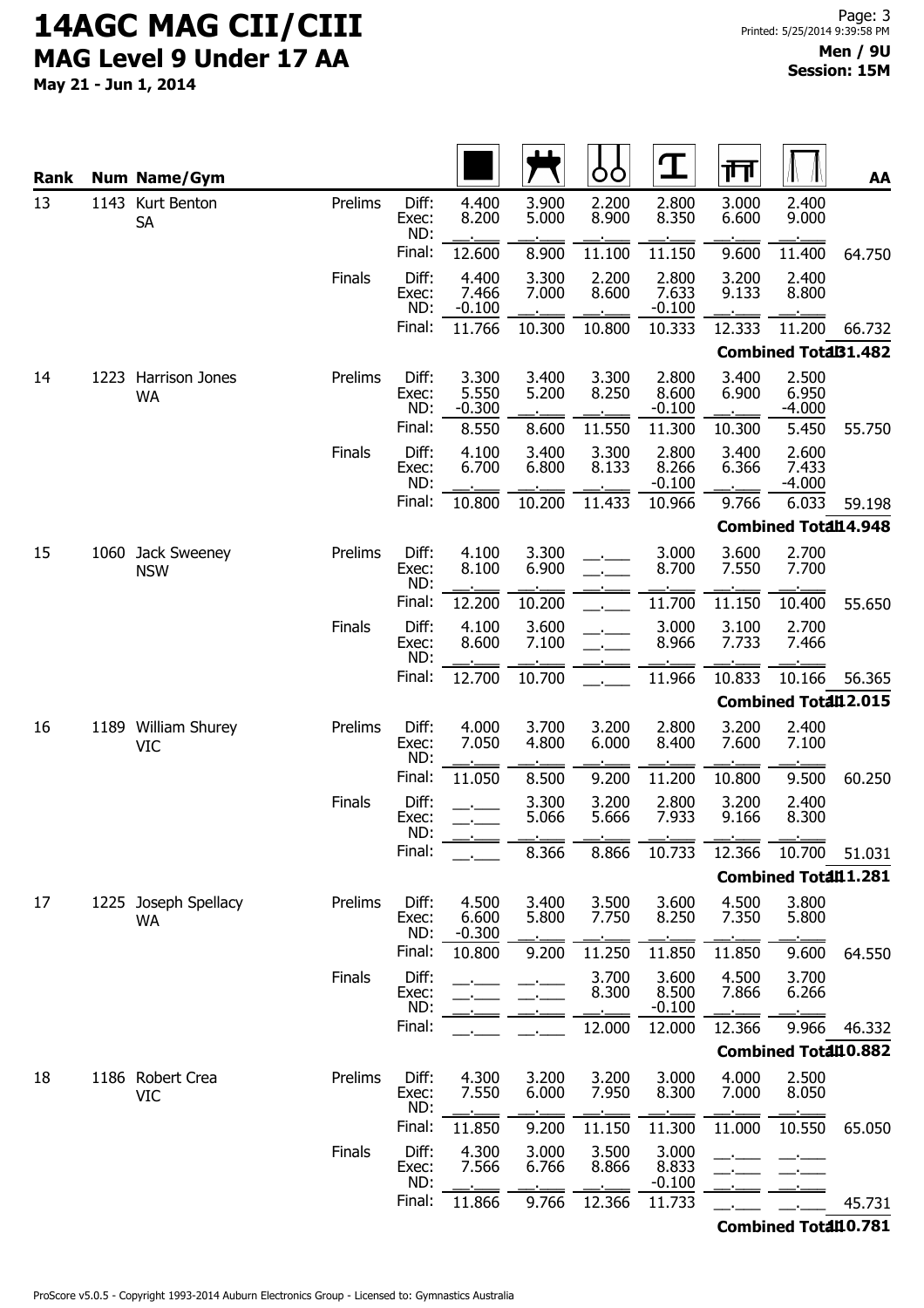# 14AGC MAG CII/CIII

## MAG Level 9 Under 17 AA

**May 21 - Jun 1, 2014**

**Men / 9U**
**Session: 15M**

| Rank | Num | Name/Gym | | | Floor | Pommel Horse | Rings | Vault | Parallel Bars | High Bar | AA |
|---|---|---|---|---|---|---|---|---|---|---|---|
| 13 | 1143 | Kurt Benton SA | Prelims | Diff: | 4.400 | 3.900 | 2.200 | 2.800 | 3.000 | 2.400 | |
| | | | | Exec: | 8.200 | 5.000 | 8.900 | 8.350 | 6.600 | 9.000 | |
| | | | | ND: | | | | | | | |
| | | | | Final: | 12.600 | 8.900 | 11.100 | 11.150 | 9.600 | 11.400 | 64.750 |
| | | | Finals | Diff: | 4.400 | 3.300 | 2.200 | 2.800 | 3.200 | 2.400 | |
| | | | | Exec: | 7.466 | 7.000 | 8.600 | 7.633 | 9.133 | 8.800 | |
| | | | | ND: | -0.100 | | | -0.100 | | | |
| | | | | Final: | 11.766 | 10.300 | 10.800 | 10.333 | 12.333 | 11.200 | 66.732 |
| | | | | | | | | | | Combined Total | 131.482 |
| 14 | 1223 | Harrison Jones WA | Prelims | Diff: | 3.300 | 3.400 | 3.300 | 2.800 | 3.400 | 2.500 | |
| | | | | Exec: | 5.550 | 5.200 | 8.250 | 8.600 | 6.900 | 6.950 | |
| | | | | ND: | -0.300 | | | -0.100 | | -4.000 | |
| | | | | Final: | 8.550 | 8.600 | 11.550 | 11.300 | 10.300 | 5.450 | 55.750 |
| | | | Finals | Diff: | 4.100 | 3.400 | 3.300 | 2.800 | 3.400 | 2.600 | |
| | | | | Exec: | 6.700 | 6.800 | 8.133 | 8.266 | 6.366 | 7.433 | |
| | | | | ND: | | | | -0.100 | | -4.000 | |
| | | | | Final: | 10.800 | 10.200 | 11.433 | 10.966 | 9.766 | 6.033 | 59.198 |
| | | | | | | | | | | Combined Total | 114.948 |
| 15 | 1060 | Jack Sweeney NSW | Prelims | Diff: | 4.100 | 3.300 | | 3.000 | 3.600 | 2.700 | |
| | | | | Exec: | 8.100 | 6.900 | | 8.700 | 7.550 | 7.700 | |
| | | | | ND: | | | | | | | |
| | | | | Final: | 12.200 | 10.200 | | 11.700 | 11.150 | 10.400 | 55.650 |
| | | | Finals | Diff: | 4.100 | 3.600 | | 3.000 | 3.100 | 2.700 | |
| | | | | Exec: | 8.600 | 7.100 | | 8.966 | 7.733 | 7.466 | |
| | | | | ND: | | | | | | | |
| | | | | Final: | 12.700 | 10.700 | | 11.966 | 10.833 | 10.166 | 56.365 |
| | | | | | | | | | | Combined Total | 112.015 |
| 16 | 1189 | William Shurey VIC | Prelims | Diff: | 4.000 | 3.700 | 3.200 | 2.800 | 3.200 | 2.400 | |
| | | | | Exec: | 7.050 | 4.800 | 6.000 | 8.400 | 7.600 | 7.100 | |
| | | | | ND: | | | | | | | |
| | | | | Final: | 11.050 | 8.500 | 9.200 | 11.200 | 10.800 | 9.500 | 60.250 |
| | | | Finals | Diff: | | 3.300 | 3.200 | 2.800 | 3.200 | 2.400 | |
| | | | | Exec: | | 5.066 | 5.666 | 7.933 | 9.166 | 8.300 | |
| | | | | ND: | | | | | | | |
| | | | | Final: | | 8.366 | 8.866 | 10.733 | 12.366 | 10.700 | 51.031 |
| | | | | | | | | | | Combined Total | 111.281 |
| 17 | 1225 | Joseph Spellacy WA | Prelims | Diff: | 4.500 | 3.400 | 3.500 | 3.600 | 4.500 | 3.800 | |
| | | | | Exec: | 6.600 | 5.800 | 7.750 | 8.250 | 7.350 | 5.800 | |
| | | | | ND: | -0.300 | | | | | | |
| | | | | Final: | 10.800 | 9.200 | 11.250 | 11.850 | 11.850 | 9.600 | 64.550 |
| | | | Finals | Diff: | | | 3.700 | 3.600 | 4.500 | 3.700 | |
| | | | | Exec: | | | 8.300 | 8.500 | 7.866 | 6.266 | |
| | | | | ND: | | | | -0.100 | | | |
| | | | | Final: | | | 12.000 | 12.000 | 12.366 | 9.966 | 46.332 |
| | | | | | | | | | | Combined Total | 110.882 |
| 18 | 1186 | Robert Crea VIC | Prelims | Diff: | 4.300 | 3.200 | 3.200 | 3.000 | 4.000 | 2.500 | |
| | | | | Exec: | 7.550 | 6.000 | 7.950 | 8.300 | 7.000 | 8.050 | |
| | | | | ND: | | | | | | | |
| | | | | Final: | 11.850 | 9.200 | 11.150 | 11.300 | 11.000 | 10.550 | 65.050 |
| | | | Finals | Diff: | 4.300 | 3.000 | 3.500 | 3.000 | | | |
| | | | | Exec: | 7.566 | 6.766 | 8.866 | 8.833 | | | |
| | | | | ND: | | | | -0.100 | | | |
| | | | | Final: | 11.866 | 9.766 | 12.366 | 11.733 | | | 45.731 |
| | | | | | | | | | | Combined Total | 110.781 |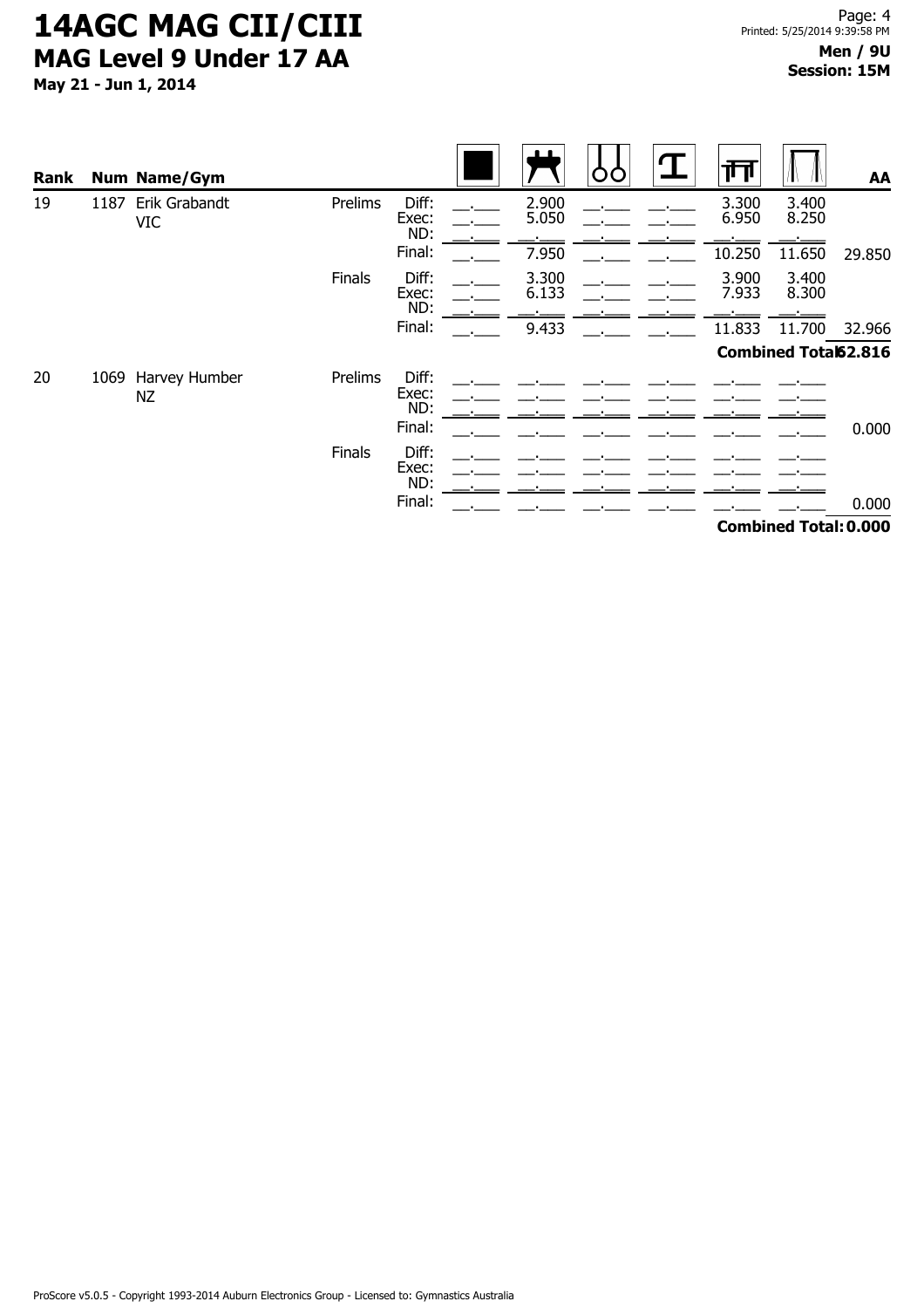# 14AGC MAG CII/CIII

## MAG Level 9 Under 17 AA

**May 21 - Jun 1, 2014**

**Men / 9U**
**Session: 15M**

| Rank | Num | Name/Gym | | | Floor | Pommel Horse | Rings | Vault | Parallel Bars | High Bar | AA |
|---|---|---|---|---|---|---|---|---|---|---|---|
| 19 | 1187 | Erik Grabandt VIC | Prelims | Diff: | __.___ | 2.900 | __.___ | __.___ | 3.300 | 3.400 | |
| | | | | Exec: | __.___ | 5.050 | __.___ | __.___ | 6.950 | 8.250 | |
| | | | | ND: | __.___ | __.___ | __.___ | __.___ | __.___ | __.___ | |
| | | | | Final: | __.___ | 7.950 | __.___ | __.___ | 10.250 | 11.650 | 29.850 |
| | | | Finals | Diff: | __.___ | 3.300 | __.___ | __.___ | 3.900 | 3.400 | |
| | | | | Exec: | __.___ | 6.133 | __.___ | __.___ | 7.933 | 8.300 | |
| | | | | ND: | __.___ | __.___ | __.___ | __.___ | __.___ | __.___ | |
| | | | | Final: | __.___ | 9.433 | __.___ | __.___ | 11.833 | 11.700 | 32.966 |
| | | | | | | | | | | **Combined Total:** | **62.816** |
| 20 | 1069 | Harvey Humber NZ | Prelims | Diff: | __.___ | __.___ | __.___ | __.___ | __.___ | __.___ | |
| | | | | Exec: | __.___ | __.___ | __.___ | __.___ | __.___ | __.___ | |
| | | | | ND: | __.___ | __.___ | __.___ | __.___ | __.___ | __.___ | |
| | | | | Final: | __.___ | __.___ | __.___ | __.___ | __.___ | __.___ | 0.000 |
| | | | Finals | Diff: | __.___ | __.___ | __.___ | __.___ | __.___ | __.___ | |
| | | | | Exec: | __.___ | __.___ | __.___ | __.___ | __.___ | __.___ | |
| | | | | ND: | __.___ | __.___ | __.___ | __.___ | __.___ | __.___ | |
| | | | | Final: | __.___ | __.___ | __.___ | __.___ | __.___ | __.___ | 0.000 |
| | | | | | | | | | | **Combined Total:** | **0.000** |

ProScore v5.0.5 - Copyright 1993-2014 Auburn Electronics Group - Licensed to: Gymnastics Australia